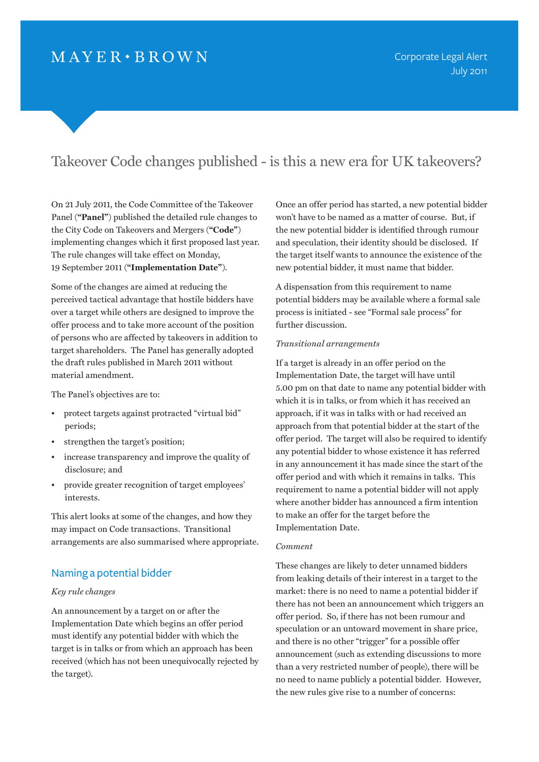MAYER • BROWN

Corporate Legal Alert
July 2011

# Takeover Code changes published - is this a new era for UK takeovers?

On 21 July 2011, the Code Committee of the Takeover Panel (**"Panel"**) published the detailed rule changes to the City Code on Takeovers and Mergers (**"Code"**) implementing changes which it first proposed last year. The rule changes will take effect on Monday, 19 September 2011 (**"Implementation Date"**).

Some of the changes are aimed at reducing the perceived tactical advantage that hostile bidders have over a target while others are designed to improve the offer process and to take more account of the position of persons who are affected by takeovers in addition to target shareholders. The Panel has generally adopted the draft rules published in March 2011 without material amendment.

The Panel's objectives are to:

- protect targets against protracted "virtual bid" periods;
- strengthen the target's position;
- increase transparency and improve the quality of disclosure; and
- provide greater recognition of target employees' interests.

This alert looks at some of the changes, and how they may impact on Code transactions. Transitional arrangements are also summarised where appropriate.

## Naming a potential bidder

*Key rule changes*

An announcement by a target on or after the Implementation Date which begins an offer period must identify any potential bidder with which the target is in talks or from which an approach has been received (which has not been unequivocally rejected by the target).

Once an offer period has started, a new potential bidder won't have to be named as a matter of course. But, if the new potential bidder is identified through rumour and speculation, their identity should be disclosed. If the target itself wants to announce the existence of the new potential bidder, it must name that bidder.

A dispensation from this requirement to name potential bidders may be available where a formal sale process is initiated - see "Formal sale process" for further discussion.

*Transitional arrangements*

If a target is already in an offer period on the Implementation Date, the target will have until 5.00 pm on that date to name any potential bidder with which it is in talks, or from which it has received an approach, if it was in talks with or had received an approach from that potential bidder at the start of the offer period. The target will also be required to identify any potential bidder to whose existence it has referred in any announcement it has made since the start of the offer period and with which it remains in talks. This requirement to name a potential bidder will not apply where another bidder has announced a firm intention to make an offer for the target before the Implementation Date.

*Comment*

These changes are likely to deter unnamed bidders from leaking details of their interest in a target to the market: there is no need to name a potential bidder if there has not been an announcement which triggers an offer period. So, if there has not been rumour and speculation or an untoward movement in share price, and there is no other "trigger" for a possible offer announcement (such as extending discussions to more than a very restricted number of people), there will be no need to name publicly a potential bidder. However, the new rules give rise to a number of concerns: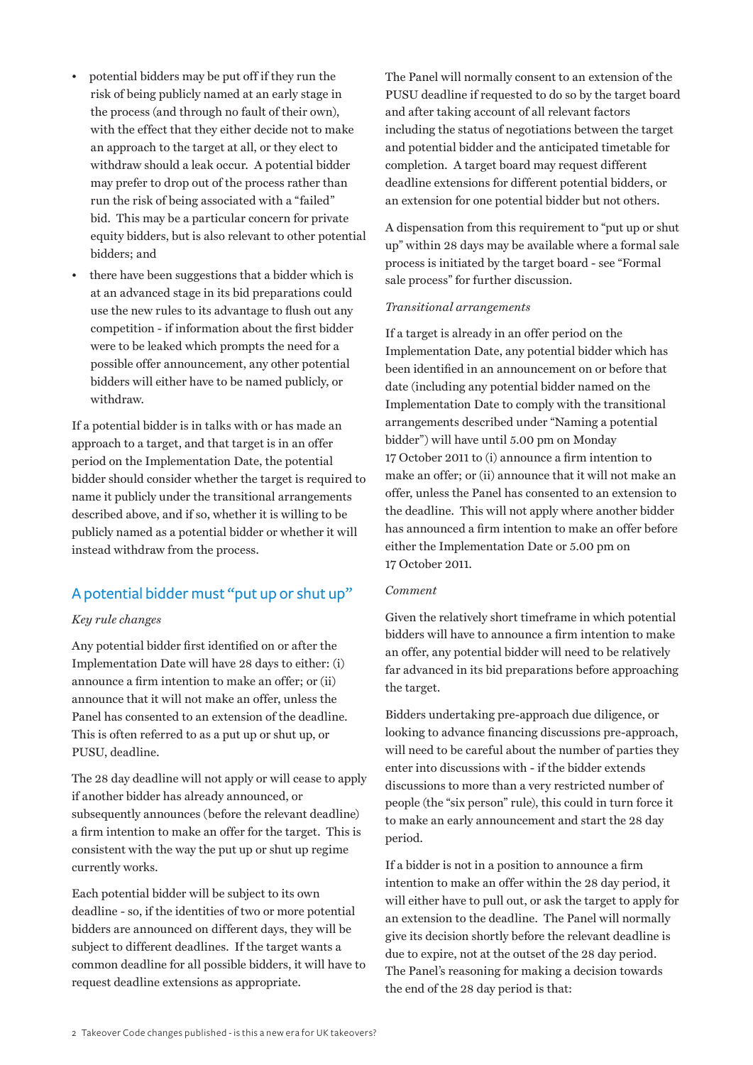- potential bidders may be put off if they run the risk of being publicly named at an early stage in the process (and through no fault of their own), with the effect that they either decide not to make an approach to the target at all, or they elect to withdraw should a leak occur. A potential bidder may prefer to drop out of the process rather than run the risk of being associated with a "failed" bid. This may be a particular concern for private equity bidders, but is also relevant to other potential bidders; and
- there have been suggestions that a bidder which is at an advanced stage in its bid preparations could use the new rules to its advantage to flush out any competition - if information about the first bidder were to be leaked which prompts the need for a possible offer announcement, any other potential bidders will either have to be named publicly, or withdraw.

If a potential bidder is in talks with or has made an approach to a target, and that target is in an offer period on the Implementation Date, the potential bidder should consider whether the target is required to name it publicly under the transitional arrangements described above, and if so, whether it is willing to be publicly named as a potential bidder or whether it will instead withdraw from the process.

## A potential bidder must "put up or shut up"

*Key rule changes*

Any potential bidder first identified on or after the Implementation Date will have 28 days to either: (i) announce a firm intention to make an offer; or (ii) announce that it will not make an offer, unless the Panel has consented to an extension of the deadline. This is often referred to as a put up or shut up, or PUSU, deadline.

The 28 day deadline will not apply or will cease to apply if another bidder has already announced, or subsequently announces (before the relevant deadline) a firm intention to make an offer for the target. This is consistent with the way the put up or shut up regime currently works.

Each potential bidder will be subject to its own deadline - so, if the identities of two or more potential bidders are announced on different days, they will be subject to different deadlines. If the target wants a common deadline for all possible bidders, it will have to request deadline extensions as appropriate.

The Panel will normally consent to an extension of the PUSU deadline if requested to do so by the target board and after taking account of all relevant factors including the status of negotiations between the target and potential bidder and the anticipated timetable for completion. A target board may request different deadline extensions for different potential bidders, or an extension for one potential bidder but not others.

A dispensation from this requirement to "put up or shut up" within 28 days may be available where a formal sale process is initiated by the target board - see "Formal sale process" for further discussion.

*Transitional arrangements*

If a target is already in an offer period on the Implementation Date, any potential bidder which has been identified in an announcement on or before that date (including any potential bidder named on the Implementation Date to comply with the transitional arrangements described under "Naming a potential bidder") will have until 5.00 pm on Monday 17 October 2011 to (i) announce a firm intention to make an offer; or (ii) announce that it will not make an offer, unless the Panel has consented to an extension to the deadline. This will not apply where another bidder has announced a firm intention to make an offer before either the Implementation Date or 5.00 pm on 17 October 2011.

*Comment*

Given the relatively short timeframe in which potential bidders will have to announce a firm intention to make an offer, any potential bidder will need to be relatively far advanced in its bid preparations before approaching the target.

Bidders undertaking pre-approach due diligence, or looking to advance financing discussions pre-approach, will need to be careful about the number of parties they enter into discussions with - if the bidder extends discussions to more than a very restricted number of people (the "six person" rule), this could in turn force it to make an early announcement and start the 28 day period.

If a bidder is not in a position to announce a firm intention to make an offer within the 28 day period, it will either have to pull out, or ask the target to apply for an extension to the deadline. The Panel will normally give its decision shortly before the relevant deadline is due to expire, not at the outset of the 28 day period. The Panel's reasoning for making a decision towards the end of the 28 day period is that: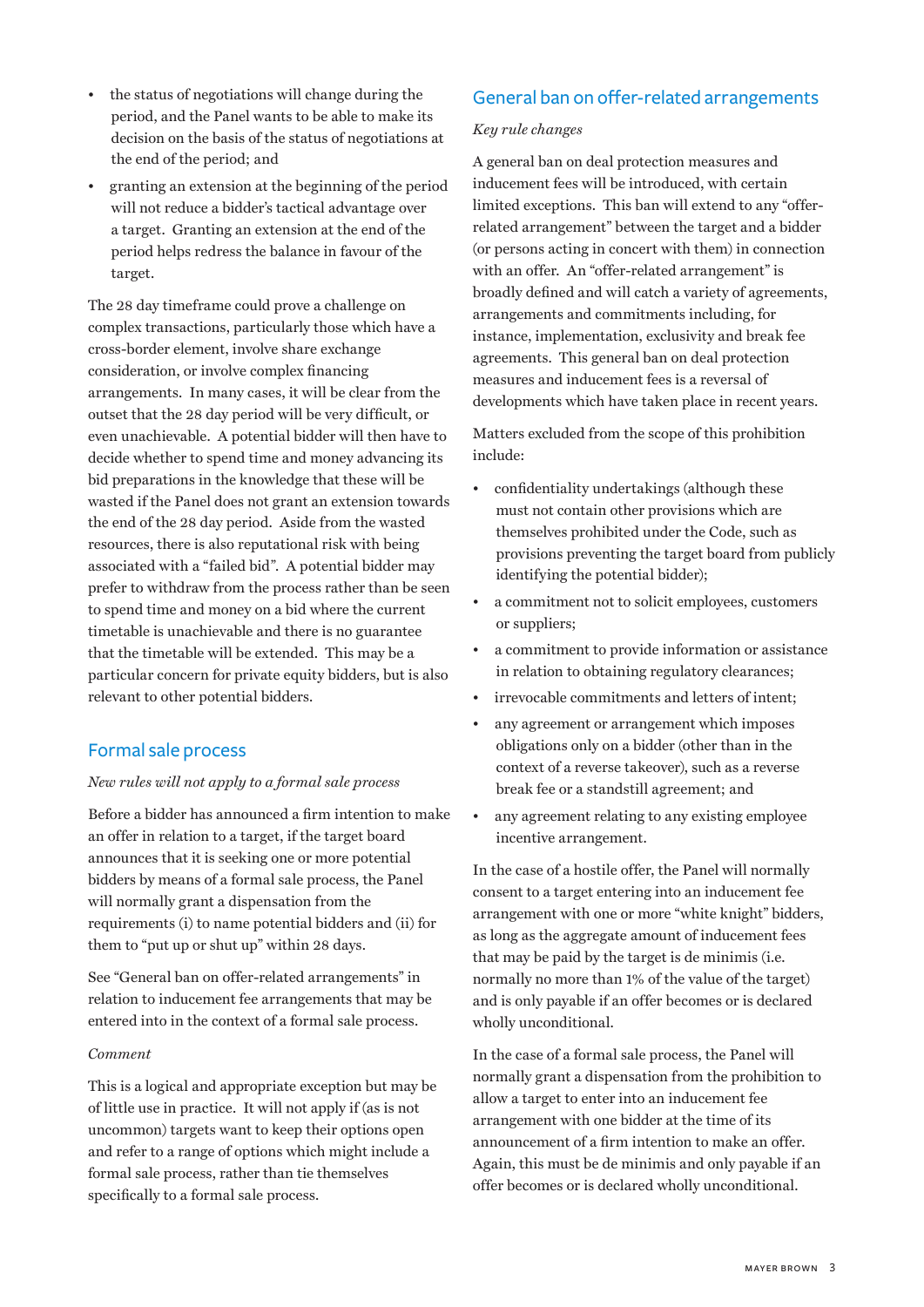- the status of negotiations will change during the period, and the Panel wants to be able to make its decision on the basis of the status of negotiations at the end of the period; and
- granting an extension at the beginning of the period will not reduce a bidder's tactical advantage over a target. Granting an extension at the end of the period helps redress the balance in favour of the target.

The 28 day timeframe could prove a challenge on complex transactions, particularly those which have a cross-border element, involve share exchange consideration, or involve complex financing arrangements. In many cases, it will be clear from the outset that the 28 day period will be very difficult, or even unachievable. A potential bidder will then have to decide whether to spend time and money advancing its bid preparations in the knowledge that these will be wasted if the Panel does not grant an extension towards the end of the 28 day period. Aside from the wasted resources, there is also reputational risk with being associated with a "failed bid". A potential bidder may prefer to withdraw from the process rather than be seen to spend time and money on a bid where the current timetable is unachievable and there is no guarantee that the timetable will be extended. This may be a particular concern for private equity bidders, but is also relevant to other potential bidders.

## Formal sale process

*New rules will not apply to a formal sale process*

Before a bidder has announced a firm intention to make an offer in relation to a target, if the target board announces that it is seeking one or more potential bidders by means of a formal sale process, the Panel will normally grant a dispensation from the requirements (i) to name potential bidders and (ii) for them to "put up or shut up" within 28 days.

See "General ban on offer-related arrangements" in relation to inducement fee arrangements that may be entered into in the context of a formal sale process.

*Comment*

This is a logical and appropriate exception but may be of little use in practice. It will not apply if (as is not uncommon) targets want to keep their options open and refer to a range of options which might include a formal sale process, rather than tie themselves specifically to a formal sale process.

## General ban on offer-related arrangements

*Key rule changes*

A general ban on deal protection measures and inducement fees will be introduced, with certain limited exceptions. This ban will extend to any "offer-related arrangement" between the target and a bidder (or persons acting in concert with them) in connection with an offer. An "offer-related arrangement" is broadly defined and will catch a variety of agreements, arrangements and commitments including, for instance, implementation, exclusivity and break fee agreements. This general ban on deal protection measures and inducement fees is a reversal of developments which have taken place in recent years.

Matters excluded from the scope of this prohibition include:

- confidentiality undertakings (although these must not contain other provisions which are themselves prohibited under the Code, such as provisions preventing the target board from publicly identifying the potential bidder);
- a commitment not to solicit employees, customers or suppliers;
- a commitment to provide information or assistance in relation to obtaining regulatory clearances;
- irrevocable commitments and letters of intent;
- any agreement or arrangement which imposes obligations only on a bidder (other than in the context of a reverse takeover), such as a reverse break fee or a standstill agreement; and
- any agreement relating to any existing employee incentive arrangement.

In the case of a hostile offer, the Panel will normally consent to a target entering into an inducement fee arrangement with one or more "white knight" bidders, as long as the aggregate amount of inducement fees that may be paid by the target is de minimis (i.e. normally no more than 1% of the value of the target) and is only payable if an offer becomes or is declared wholly unconditional.

In the case of a formal sale process, the Panel will normally grant a dispensation from the prohibition to allow a target to enter into an inducement fee arrangement with one bidder at the time of its announcement of a firm intention to make an offer. Again, this must be de minimis and only payable if an offer becomes or is declared wholly unconditional.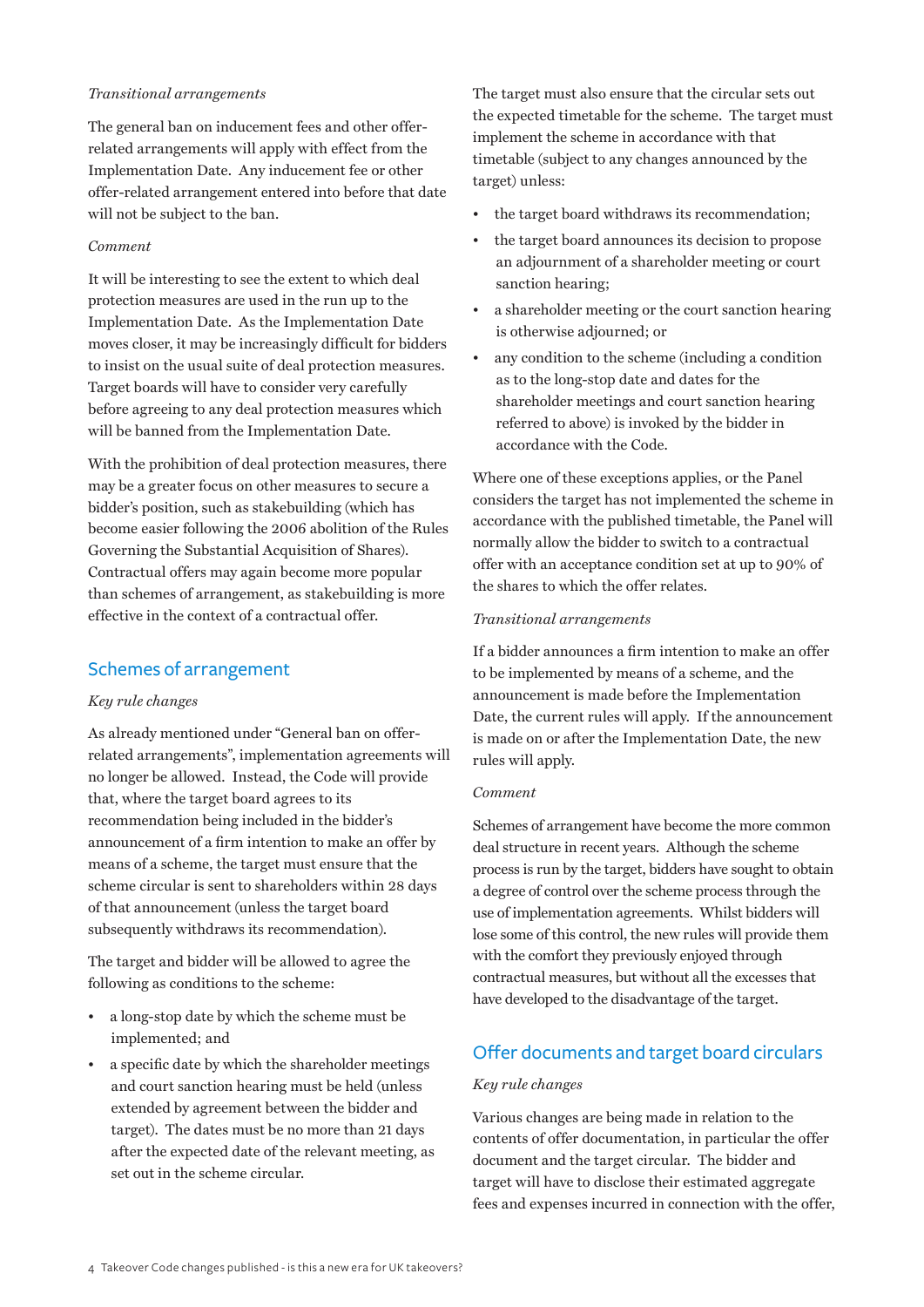*Transitional arrangements*

The general ban on inducement fees and other offer-related arrangements will apply with effect from the Implementation Date. Any inducement fee or other offer-related arrangement entered into before that date will not be subject to the ban.

*Comment*

It will be interesting to see the extent to which deal protection measures are used in the run up to the Implementation Date. As the Implementation Date moves closer, it may be increasingly difficult for bidders to insist on the usual suite of deal protection measures. Target boards will have to consider very carefully before agreeing to any deal protection measures which will be banned from the Implementation Date.

With the prohibition of deal protection measures, there may be a greater focus on other measures to secure a bidder's position, such as stakebuilding (which has become easier following the 2006 abolition of the Rules Governing the Substantial Acquisition of Shares). Contractual offers may again become more popular than schemes of arrangement, as stakebuilding is more effective in the context of a contractual offer.

## Schemes of arrangement

*Key rule changes*

As already mentioned under "General ban on offer-related arrangements", implementation agreements will no longer be allowed. Instead, the Code will provide that, where the target board agrees to its recommendation being included in the bidder's announcement of a firm intention to make an offer by means of a scheme, the target must ensure that the scheme circular is sent to shareholders within 28 days of that announcement (unless the target board subsequently withdraws its recommendation).

The target and bidder will be allowed to agree the following as conditions to the scheme:

- a long-stop date by which the scheme must be implemented; and
- a specific date by which the shareholder meetings and court sanction hearing must be held (unless extended by agreement between the bidder and target). The dates must be no more than 21 days after the expected date of the relevant meeting, as set out in the scheme circular.

The target must also ensure that the circular sets out the expected timetable for the scheme. The target must implement the scheme in accordance with that timetable (subject to any changes announced by the target) unless:

- the target board withdraws its recommendation;
- the target board announces its decision to propose an adjournment of a shareholder meeting or court sanction hearing;
- a shareholder meeting or the court sanction hearing is otherwise adjourned; or
- any condition to the scheme (including a condition as to the long-stop date and dates for the shareholder meetings and court sanction hearing referred to above) is invoked by the bidder in accordance with the Code.

Where one of these exceptions applies, or the Panel considers the target has not implemented the scheme in accordance with the published timetable, the Panel will normally allow the bidder to switch to a contractual offer with an acceptance condition set at up to 90% of the shares to which the offer relates.

*Transitional arrangements*

If a bidder announces a firm intention to make an offer to be implemented by means of a scheme, and the announcement is made before the Implementation Date, the current rules will apply. If the announcement is made on or after the Implementation Date, the new rules will apply.

*Comment*

Schemes of arrangement have become the more common deal structure in recent years. Although the scheme process is run by the target, bidders have sought to obtain a degree of control over the scheme process through the use of implementation agreements. Whilst bidders will lose some of this control, the new rules will provide them with the comfort they previously enjoyed through contractual measures, but without all the excesses that have developed to the disadvantage of the target.

## Offer documents and target board circulars

*Key rule changes*

Various changes are being made in relation to the contents of offer documentation, in particular the offer document and the target circular. The bidder and target will have to disclose their estimated aggregate fees and expenses incurred in connection with the offer,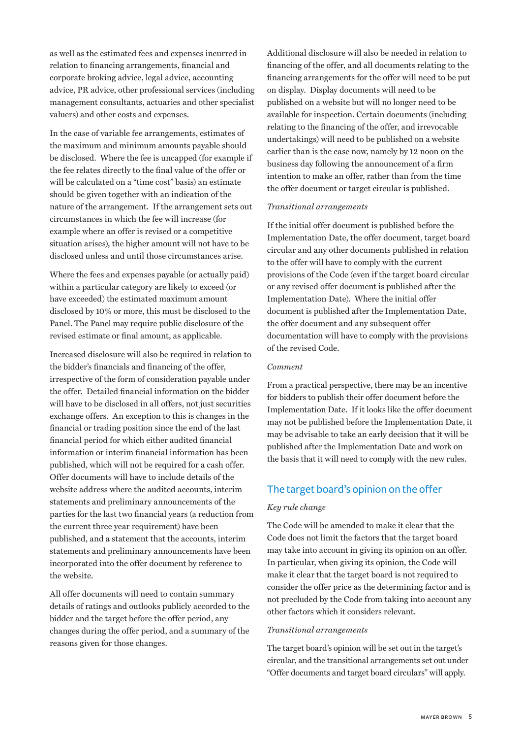as well as the estimated fees and expenses incurred in relation to financing arrangements, financial and corporate broking advice, legal advice, accounting advice, PR advice, other professional services (including management consultants, actuaries and other specialist valuers) and other costs and expenses.

In the case of variable fee arrangements, estimates of the maximum and minimum amounts payable should be disclosed. Where the fee is uncapped (for example if the fee relates directly to the final value of the offer or will be calculated on a "time cost" basis) an estimate should be given together with an indication of the nature of the arrangement. If the arrangement sets out circumstances in which the fee will increase (for example where an offer is revised or a competitive situation arises), the higher amount will not have to be disclosed unless and until those circumstances arise.

Where the fees and expenses payable (or actually paid) within a particular category are likely to exceed (or have exceeded) the estimated maximum amount disclosed by 10% or more, this must be disclosed to the Panel. The Panel may require public disclosure of the revised estimate or final amount, as applicable.

Increased disclosure will also be required in relation to the bidder's financials and financing of the offer, irrespective of the form of consideration payable under the offer. Detailed financial information on the bidder will have to be disclosed in all offers, not just securities exchange offers. An exception to this is changes in the financial or trading position since the end of the last financial period for which either audited financial information or interim financial information has been published, which will not be required for a cash offer. Offer documents will have to include details of the website address where the audited accounts, interim statements and preliminary announcements of the parties for the last two financial years (a reduction from the current three year requirement) have been published, and a statement that the accounts, interim statements and preliminary announcements have been incorporated into the offer document by reference to the website.

All offer documents will need to contain summary details of ratings and outlooks publicly accorded to the bidder and the target before the offer period, any changes during the offer period, and a summary of the reasons given for those changes.

Additional disclosure will also be needed in relation to financing of the offer, and all documents relating to the financing arrangements for the offer will need to be put on display. Display documents will need to be published on a website but will no longer need to be available for inspection. Certain documents (including relating to the financing of the offer, and irrevocable undertakings) will need to be published on a website earlier than is the case now, namely by 12 noon on the business day following the announcement of a firm intention to make an offer, rather than from the time the offer document or target circular is published.

*Transitional arrangements*

If the initial offer document is published before the Implementation Date, the offer document, target board circular and any other documents published in relation to the offer will have to comply with the current provisions of the Code (even if the target board circular or any revised offer document is published after the Implementation Date). Where the initial offer document is published after the Implementation Date, the offer document and any subsequent offer documentation will have to comply with the provisions of the revised Code.

*Comment*

From a practical perspective, there may be an incentive for bidders to publish their offer document before the Implementation Date. If it looks like the offer document may not be published before the Implementation Date, it may be advisable to take an early decision that it will be published after the Implementation Date and work on the basis that it will need to comply with the new rules.

## The target board's opinion on the offer

*Key rule change*

The Code will be amended to make it clear that the Code does not limit the factors that the target board may take into account in giving its opinion on an offer. In particular, when giving its opinion, the Code will make it clear that the target board is not required to consider the offer price as the determining factor and is not precluded by the Code from taking into account any other factors which it considers relevant.

*Transitional arrangements*

The target board's opinion will be set out in the target's circular, and the transitional arrangements set out under "Offer documents and target board circulars" will apply.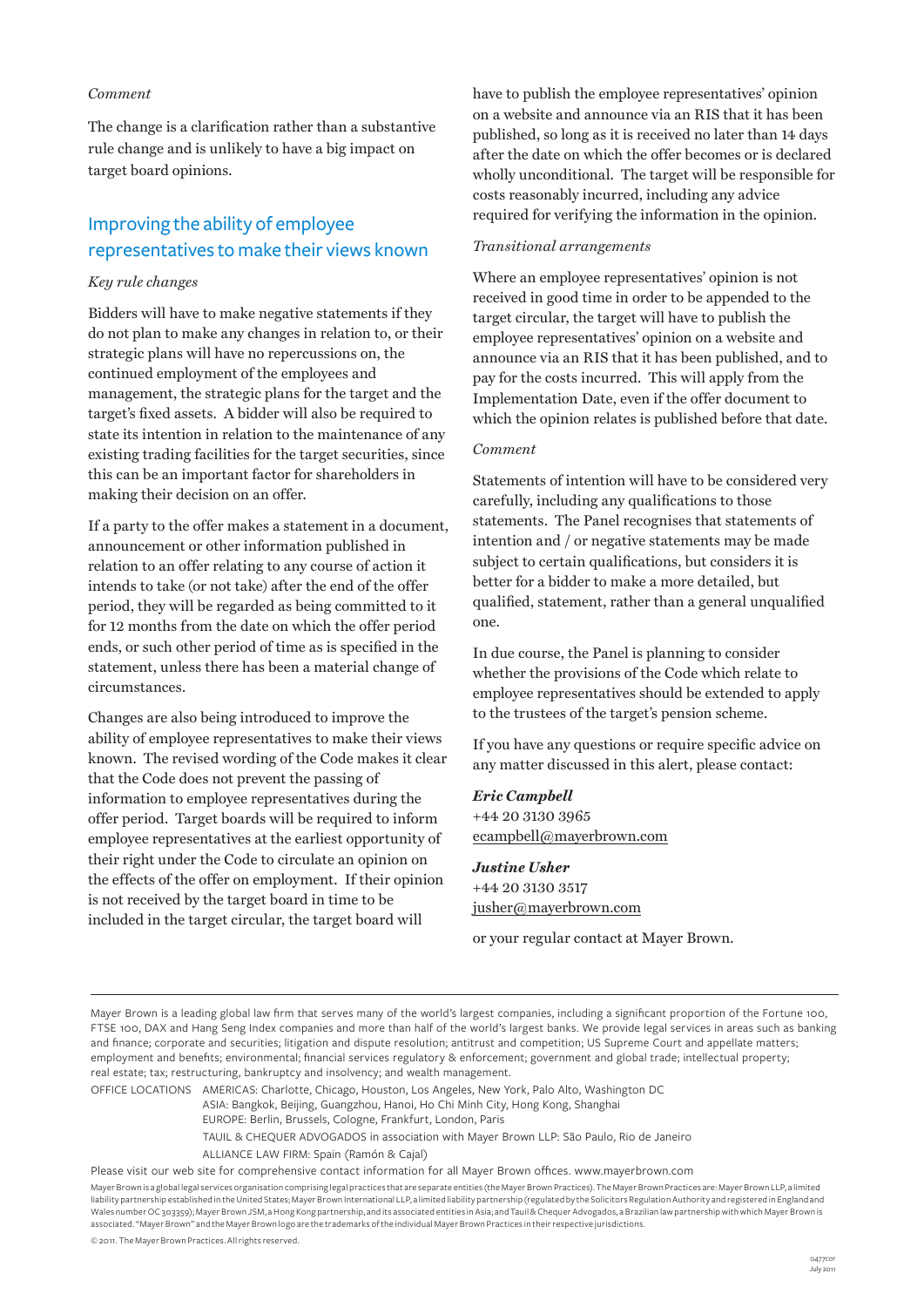*Comment*

The change is a clarification rather than a substantive rule change and is unlikely to have a big impact on target board opinions.

## Improving the ability of employee representatives to make their views known

*Key rule changes*

Bidders will have to make negative statements if they do not plan to make any changes in relation to, or their strategic plans will have no repercussions on, the continued employment of the employees and management, the strategic plans for the target and the target's fixed assets. A bidder will also be required to state its intention in relation to the maintenance of any existing trading facilities for the target securities, since this can be an important factor for shareholders in making their decision on an offer.

If a party to the offer makes a statement in a document, announcement or other information published in relation to an offer relating to any course of action it intends to take (or not take) after the end of the offer period, they will be regarded as being committed to it for 12 months from the date on which the offer period ends, or such other period of time as is specified in the statement, unless there has been a material change of circumstances.

Changes are also being introduced to improve the ability of employee representatives to make their views known. The revised wording of the Code makes it clear that the Code does not prevent the passing of information to employee representatives during the offer period. Target boards will be required to inform employee representatives at the earliest opportunity of their right under the Code to circulate an opinion on the effects of the offer on employment. If their opinion is not received by the target board in time to be included in the target circular, the target board will have to publish the employee representatives' opinion on a website and announce via an RIS that it has been published, so long as it is received no later than 14 days after the date on which the offer becomes or is declared wholly unconditional. The target will be responsible for costs reasonably incurred, including any advice required for verifying the information in the opinion.

*Transitional arrangements*

Where an employee representatives' opinion is not received in good time in order to be appended to the target circular, the target will have to publish the employee representatives' opinion on a website and announce via an RIS that it has been published, and to pay for the costs incurred. This will apply from the Implementation Date, even if the offer document to which the opinion relates is published before that date.

*Comment*

Statements of intention will have to be considered very carefully, including any qualifications to those statements. The Panel recognises that statements of intention and / or negative statements may be made subject to certain qualifications, but considers it is better for a bidder to make a more detailed, but qualified, statement, rather than a general unqualified one.

In due course, the Panel is planning to consider whether the provisions of the Code which relate to employee representatives should be extended to apply to the trustees of the target's pension scheme.

If you have any questions or require specific advice on any matter discussed in this alert, please contact:

***Eric Campbell***
+44 20 3130 3965
ecampbell@mayerbrown.com

***Justine Usher***
+44 20 3130 3517
jusher@mayerbrown.com

or your regular contact at Mayer Brown.

---

Mayer Brown is a leading global law firm that serves many of the world's largest companies, including a significant proportion of the Fortune 100, FTSE 100, DAX and Hang Seng Index companies and more than half of the world's largest banks. We provide legal services in areas such as banking and finance; corporate and securities; litigation and dispute resolution; antitrust and competition; US Supreme Court and appellate matters; employment and benefits; environmental; financial services regulatory & enforcement; government and global trade; intellectual property; real estate; tax; restructuring, bankruptcy and insolvency; and wealth management.

OFFICE LOCATIONS AMERICAS: Charlotte, Chicago, Houston, Los Angeles, New York, Palo Alto, Washington DC
ASIA: Bangkok, Beijing, Guangzhou, Hanoi, Ho Chi Minh City, Hong Kong, Shanghai
EUROPE: Berlin, Brussels, Cologne, Frankfurt, London, Paris
TAUIL & CHEQUER ADVOGADOS in association with Mayer Brown LLP: São Paulo, Rio de Janeiro
ALLIANCE LAW FIRM: Spain (Ramón & Cajal)

Please visit our web site for comprehensive contact information for all Mayer Brown offices. www.mayerbrown.com

Mayer Brown is a global legal services organisation comprising legal practices that are separate entities (the Mayer Brown Practices). The Mayer Brown Practices are: Mayer Brown LLP, a limited liability partnership established in the United States; Mayer Brown International LLP, a limited liability partnership (regulated by the Solicitors Regulation Authority and registered in England and Wales number OC 303359); Mayer Brown JSM, a Hong Kong partnership, and its associated entities in Asia; and Tauil & Chequer Advogados, a Brazilian law partnership with which Mayer Brown is associated. "Mayer Brown" and the Mayer Brown logo are the trademarks of the individual Mayer Brown Practices in their respective jurisdictions.

© 2011. The Mayer Brown Practices. All rights reserved.

0477cor
July 2011